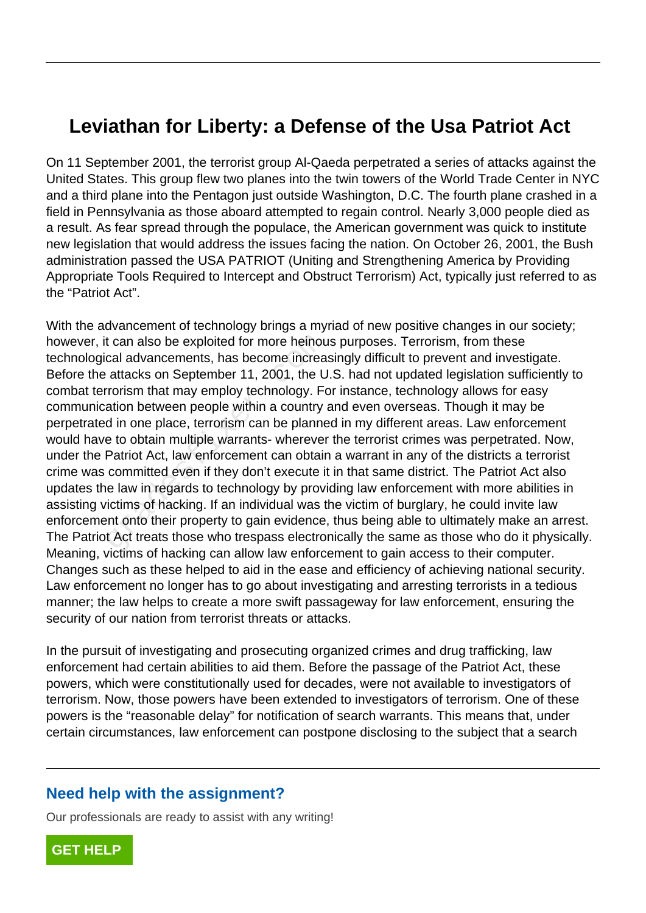# Leviathan for Liberty: a Defense of the Usa Patriot Act

On 11 September 2001, the terrorist group Al-Qaeda perpetrated a series of attacks against the United States. This group flew two planes into the twin towers of the World Trade Center in NYC and a third plane into the Pentagon just outside Washington, D.C. The fourth plane crashed in a field in Pennsylvania as those aboard attempted to regain control. Nearly 3,000 people died as a result. As fear spread through the populace, the American government was quick to institute new legislation that would address the issues facing the nation. On October 26, 2001, the Bush administration passed the USA PATRIOT (Uniting and Strengthening America by Providing Appropriate Tools Required to Intercept and Obstruct Terrorism) Act, typically just referred to as the "Patriot Act".

With the advancement of technology brings a myriad of new positive changes in our society; however, it can also be exploited for more heinous purposes. Terrorism, from these technological advancements, has become increasingly difficult to prevent and investigate. Before the attacks on September 11, 2001, the U.S. had not updated legislation sufficiently to combat terrorism that may employ technology. For instance, technology allows for easy communication between people within a country and even overseas. Though it may be perpetrated in one place, terrorism can be planned in my different areas. Law enforcement would have to obtain multiple warrants- wherever the terrorist crimes was perpetrated. Now, under the Patriot Act, law enforcement can obtain a warrant in any of the districts a terrorist crime was committed even if they don't execute it in that same district. The Patriot Act also updates the law in regards to technology by providing law enforcement with more abilities in assisting victims of hacking. If an individual was the victim of burglary, he could invite law enforcement onto their property to gain evidence, thus being able to ultimately make an arrest. The Patriot Act treats those who trespass electronically the same as those who do it physically. Meaning, victims of hacking can allow law enforcement to gain access to their computer. Changes such as these helped to aid in the ease and efficiency of achieving national security. Law enforcement no longer has to go about investigating and arresting terrorists in a tedious manner; the law helps to create a more swift passageway for law enforcement, ensuring the security of our nation from terrorist threats or attacks.

In the pursuit of investigating and prosecuting organized crimes and drug trafficking, law enforcement had certain abilities to aid them. Before the passage of the Patriot Act, these powers, which were constitutionally used for decades, were not available to investigators of terrorism. Now, those powers have been extended to investigators of terrorism. One of these powers is the "reasonable delay" for notification of search warrants. This means that, under certain circumstances, law enforcement can postpone disclosing to the subject that a search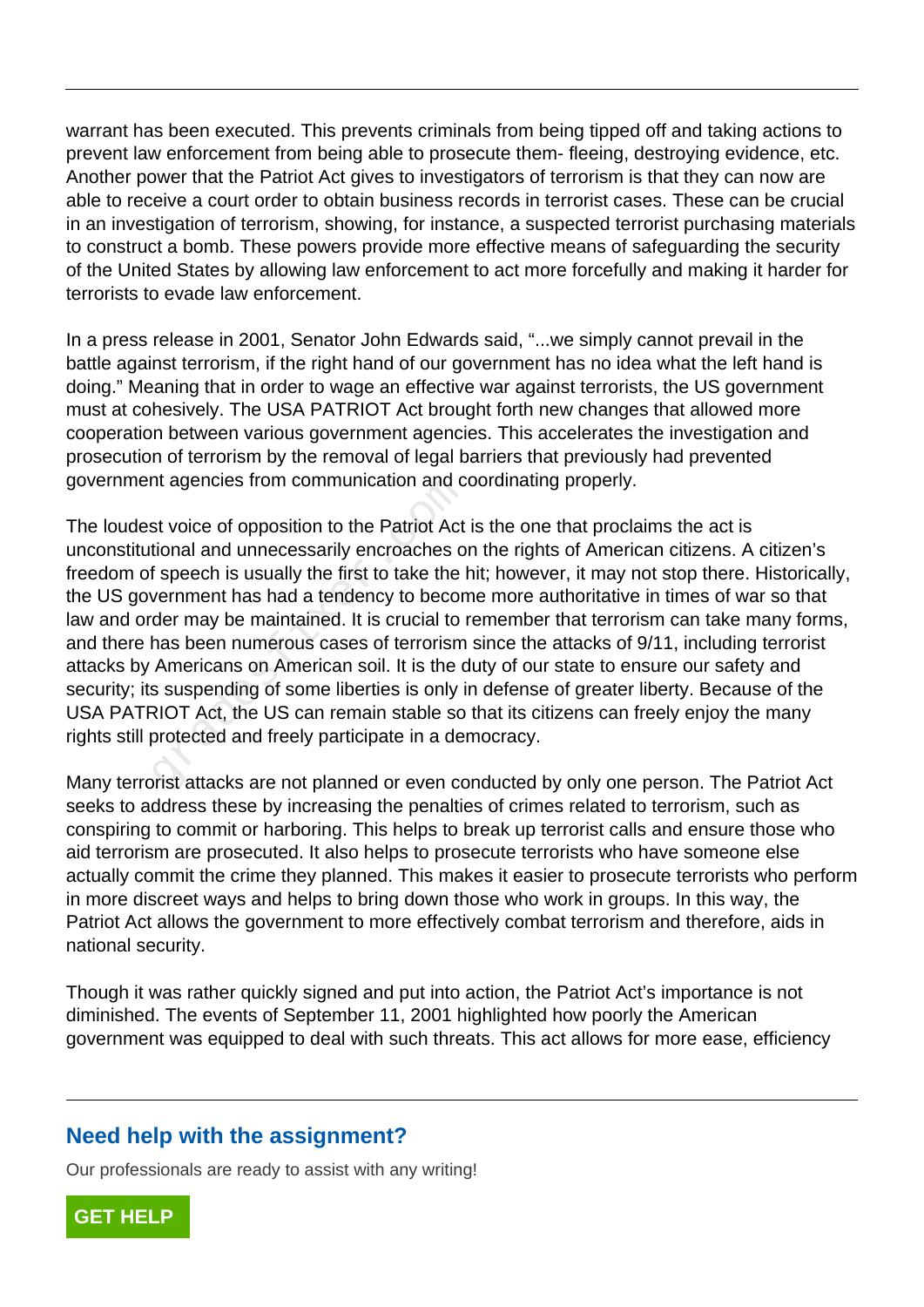warrant has been executed. This prevents criminals from being tipped off and taking actions to prevent law enforcement from being able to prosecute them- fleeing, destroying evidence, etc. Another power that the Patriot Act gives to investigators of terrorism is that they can now are able to receive a court order to obtain business records in terrorist cases. These can be crucial in an investigation of terrorism, showing, for instance, a suspected terrorist purchasing materials to construct a bomb. These powers provide more effective means of safeguarding the security of the United States by allowing law enforcement to act more forcefully and making it harder for terrorists to evade law enforcement.

In a press release in 2001, Senator John Edwards said, "...we simply cannot prevail in the battle against terrorism, if the right hand of our government has no idea what the left hand is doing." Meaning that in order to wage an effective war against terrorists, the US government must at cohesively. The USA PATRIOT Act brought forth new changes that allowed more cooperation between various government agencies. This accelerates the investigation and prosecution of terrorism by the removal of legal barriers that previously had prevented government agencies from communication and coordinating properly.

The loudest voice of opposition to the Patriot Act is the one that proclaims the act is unconstitutional and unnecessarily encroaches on the rights of American citizens. A citizen's freedom of speech is usually the first to take the hit; however, it may not stop there. Historically, the US government has had a tendency to become more authoritative in times of war so that law and order may be maintained. It is crucial to remember that terrorism can take many forms, and there has been numerous cases of terrorism since the attacks of 9/11, including terrorist attacks by Americans on American soil. It is the duty of our state to ensure our safety and security; its suspending of some liberties is only in defense of greater liberty. Because of the USA PATRIOT Act, the US can remain stable so that its citizens can freely enjoy the many rights still protected and freely participate in a democracy.

Many terrorist attacks are not planned or even conducted by only one person. The Patriot Act seeks to address these by increasing the penalties of crimes related to terrorism, such as conspiring to commit or harboring. This helps to break up terrorist calls and ensure those who aid terrorism are prosecuted. It also helps to prosecute terrorists who have someone else actually commit the crime they planned. This makes it easier to prosecute terrorists who perform in more discreet ways and helps to bring down those who work in groups. In this way, the Patriot Act allows the government to more effectively combat terrorism and therefore, aids in national security.

Though it was rather quickly signed and put into action, the Patriot Act's importance is not diminished. The events of September 11, 2001 highlighted how poorly the American government was equipped to deal with such threats. This act allows for more ease, efficiency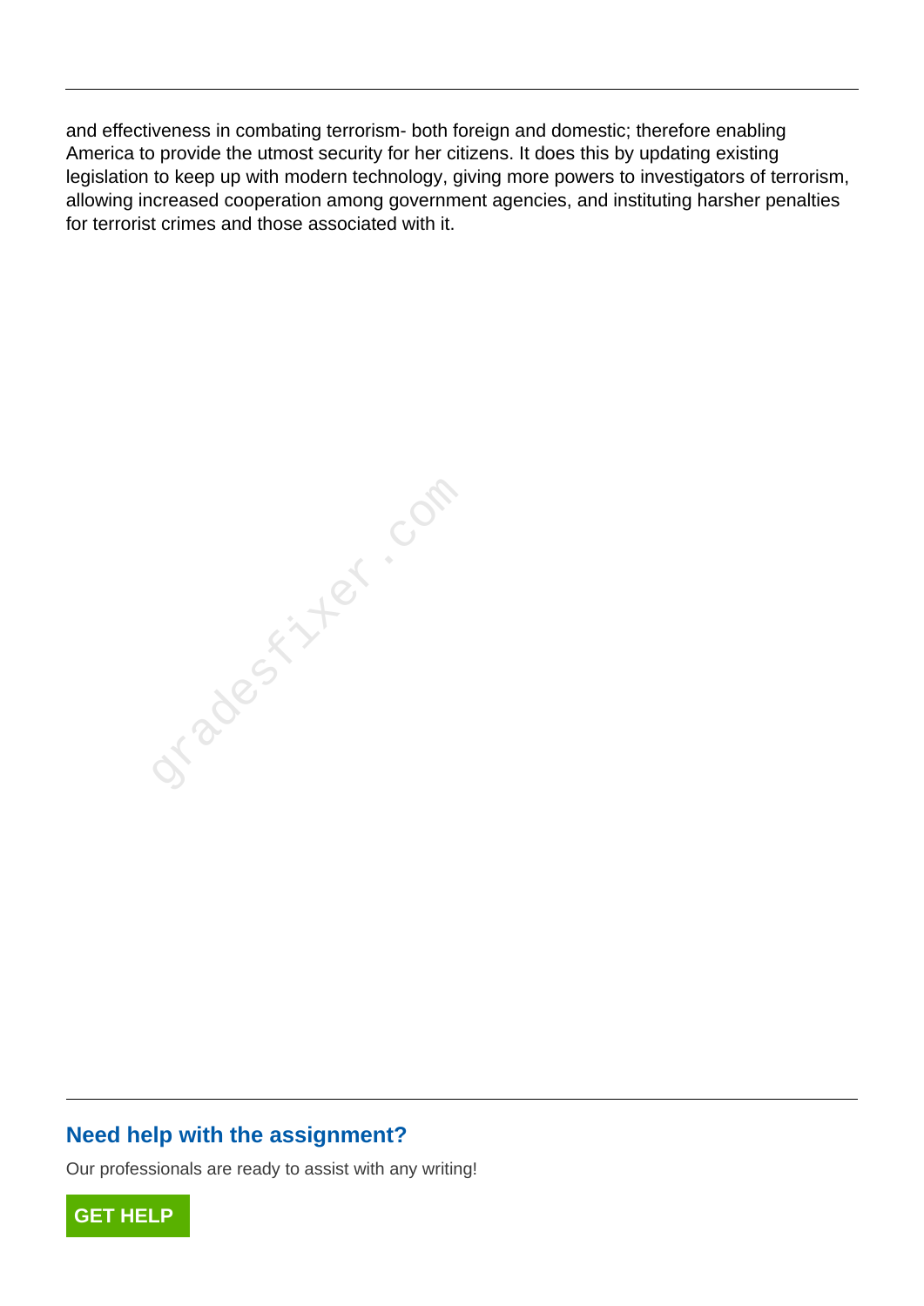and effectiveness in combating terrorism- both foreign and domestic; therefore enabling America to provide the utmost security for her citizens. It does this by updating existing legislation to keep up with modern technology, giving more powers to investigators of terrorism, allowing increased cooperation among government agencies, and instituting harsher penalties for terrorist crimes and those associated with it.